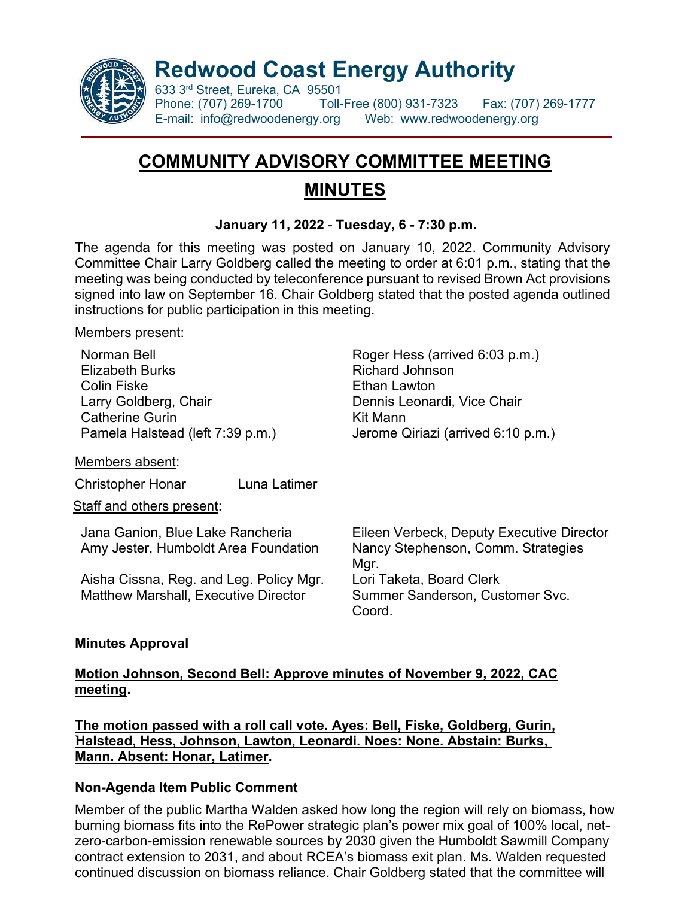# Redwood Coast Energy Authority

633 3rd Street, Eureka, CA 95501
Phone: (707) 269-1700 Toll-Free (800) 931-7323 Fax: (707) 269-1777
E-mail: info@redwoodenergy.org Web: www.redwoodenergy.org

## COMMUNITY ADVISORY COMMITTEE MEETING MINUTES

**January 11, 2022 - Tuesday, 6 - 7:30 p.m.**

The agenda for this meeting was posted on January 10, 2022. Community Advisory Committee Chair Larry Goldberg called the meeting to order at 6:01 p.m., stating that the meeting was being conducted by teleconference pursuant to revised Brown Act provisions signed into law on September 16. Chair Goldberg stated that the posted agenda outlined instructions for public participation in this meeting.

Members present:

Norman Bell
Elizabeth Burks
Colin Fiske
Larry Goldberg, Chair
Catherine Gurin
Pamela Halstead (left 7:39 p.m.)
Roger Hess (arrived 6:03 p.m.)
Richard Johnson
Ethan Lawton
Dennis Leonardi, Vice Chair
Kit Mann
Jerome Qiriazi (arrived 6:10 p.m.)

Members absent:

Christopher Honar
Luna Latimer

Staff and others present:

Jana Ganion, Blue Lake Rancheria
Amy Jester, Humboldt Area Foundation
Aisha Cissna, Reg. and Leg. Policy Mgr.
Matthew Marshall, Executive Director
Eileen Verbeck, Deputy Executive Director
Nancy Stephenson, Comm. Strategies Mgr.
Lori Taketa, Board Clerk
Summer Sanderson, Customer Svc. Coord.

### Minutes Approval

**Motion Johnson, Second Bell: Approve minutes of November 9, 2022, CAC meeting.**

**The motion passed with a roll call vote. Ayes: Bell, Fiske, Goldberg, Gurin, Halstead, Hess, Johnson, Lawton, Leonardi. Noes: None. Abstain: Burks, Mann. Absent: Honar, Latimer.**

### Non-Agenda Item Public Comment

Member of the public Martha Walden asked how long the region will rely on biomass, how burning biomass fits into the RePower strategic plan's power mix goal of 100% local, net-zero-carbon-emission renewable sources by 2030 given the Humboldt Sawmill Company contract extension to 2031, and about RCEA's biomass exit plan. Ms. Walden requested continued discussion on biomass reliance. Chair Goldberg stated that the committee will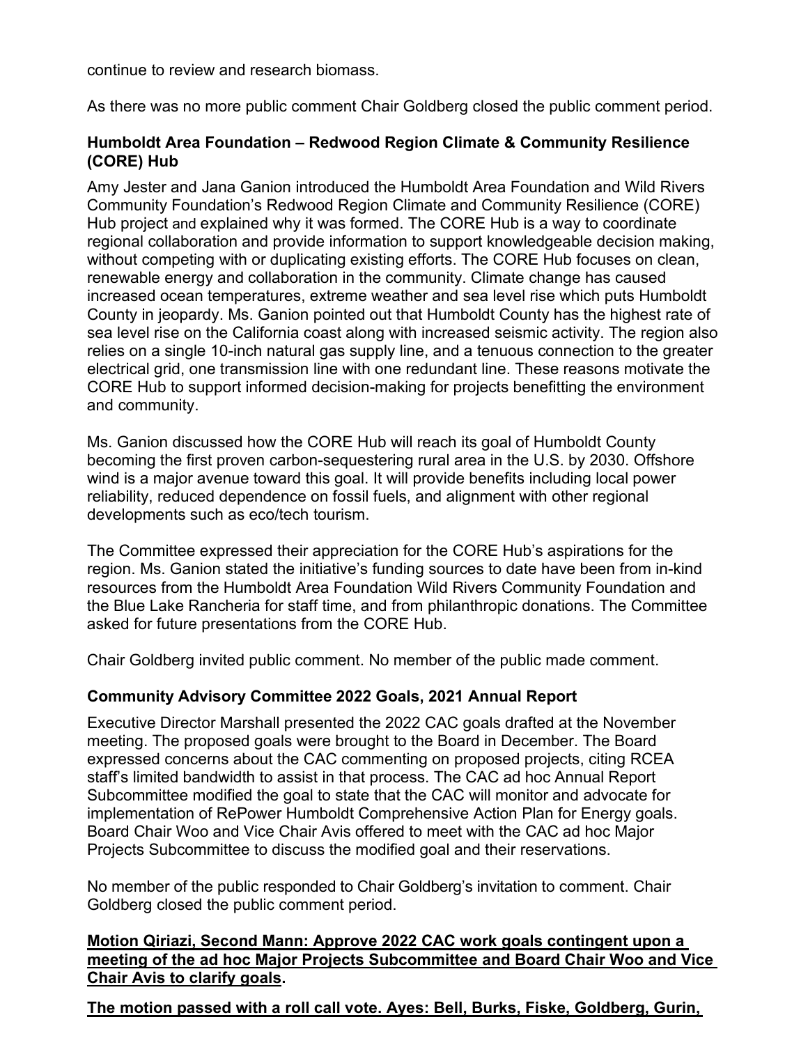continue to review and research biomass.

As there was no more public comment Chair Goldberg closed the public comment period.

### Humboldt Area Foundation – Redwood Region Climate & Community Resilience (CORE) Hub

Amy Jester and Jana Ganion introduced the Humboldt Area Foundation and Wild Rivers Community Foundation's Redwood Region Climate and Community Resilience (CORE) Hub project and explained why it was formed. The CORE Hub is a way to coordinate regional collaboration and provide information to support knowledgeable decision making, without competing with or duplicating existing efforts. The CORE Hub focuses on clean, renewable energy and collaboration in the community. Climate change has caused increased ocean temperatures, extreme weather and sea level rise which puts Humboldt County in jeopardy. Ms. Ganion pointed out that Humboldt County has the highest rate of sea level rise on the California coast along with increased seismic activity. The region also relies on a single 10-inch natural gas supply line, and a tenuous connection to the greater electrical grid, one transmission line with one redundant line. These reasons motivate the CORE Hub to support informed decision-making for projects benefitting the environment and community.

Ms. Ganion discussed how the CORE Hub will reach its goal of Humboldt County becoming the first proven carbon-sequestering rural area in the U.S. by 2030. Offshore wind is a major avenue toward this goal. It will provide benefits including local power reliability, reduced dependence on fossil fuels, and alignment with other regional developments such as eco/tech tourism.

The Committee expressed their appreciation for the CORE Hub's aspirations for the region. Ms. Ganion stated the initiative's funding sources to date have been from in-kind resources from the Humboldt Area Foundation Wild Rivers Community Foundation and the Blue Lake Rancheria for staff time, and from philanthropic donations. The Committee asked for future presentations from the CORE Hub.

Chair Goldberg invited public comment. No member of the public made comment.

### Community Advisory Committee 2022 Goals, 2021 Annual Report

Executive Director Marshall presented the 2022 CAC goals drafted at the November meeting. The proposed goals were brought to the Board in December. The Board expressed concerns about the CAC commenting on proposed projects, citing RCEA staff's limited bandwidth to assist in that process. The CAC ad hoc Annual Report Subcommittee modified the goal to state that the CAC will monitor and advocate for implementation of RePower Humboldt Comprehensive Action Plan for Energy goals. Board Chair Woo and Vice Chair Avis offered to meet with the CAC ad hoc Major Projects Subcommittee to discuss the modified goal and their reservations.

No member of the public responded to Chair Goldberg's invitation to comment. Chair Goldberg closed the public comment period.

**Motion Qiriazi, Second Mann: Approve 2022 CAC work goals contingent upon a meeting of the ad hoc Major Projects Subcommittee and Board Chair Woo and Vice Chair Avis to clarify goals.**

**The motion passed with a roll call vote. Ayes: Bell, Burks, Fiske, Goldberg, Gurin,**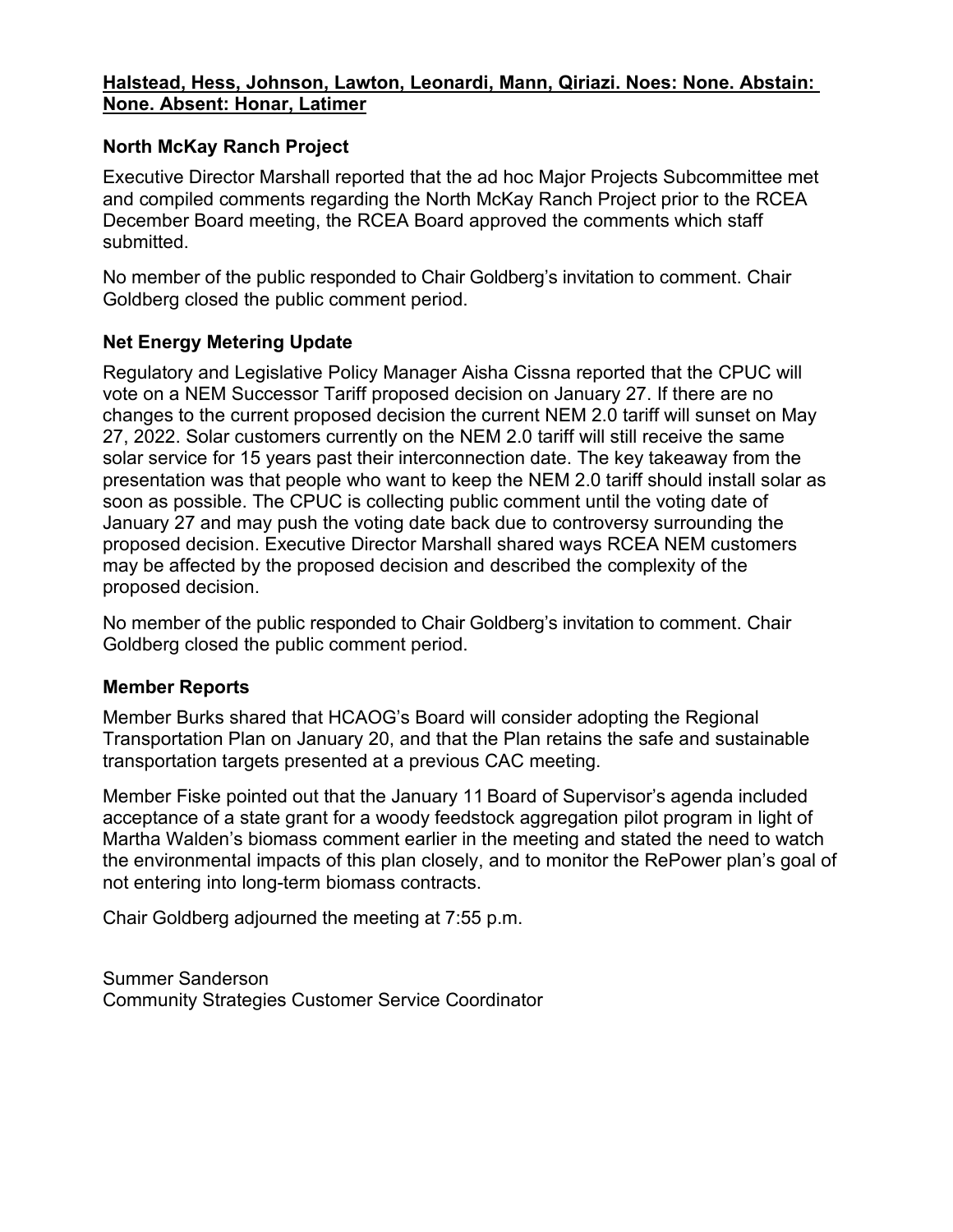**Halstead, Hess, Johnson, Lawton, Leonardi, Mann, Qiriazi. Noes: None. Abstain: None. Absent: Honar, Latimer**

### North McKay Ranch Project

Executive Director Marshall reported that the ad hoc Major Projects Subcommittee met and compiled comments regarding the North McKay Ranch Project prior to the RCEA December Board meeting, the RCEA Board approved the comments which staff submitted.

No member of the public responded to Chair Goldberg's invitation to comment. Chair Goldberg closed the public comment period.

### Net Energy Metering Update

Regulatory and Legislative Policy Manager Aisha Cissna reported that the CPUC will vote on a NEM Successor Tariff proposed decision on January 27. If there are no changes to the current proposed decision the current NEM 2.0 tariff will sunset on May 27, 2022. Solar customers currently on the NEM 2.0 tariff will still receive the same solar service for 15 years past their interconnection date. The key takeaway from the presentation was that people who want to keep the NEM 2.0 tariff should install solar as soon as possible. The CPUC is collecting public comment until the voting date of January 27 and may push the voting date back due to controversy surrounding the proposed decision. Executive Director Marshall shared ways RCEA NEM customers may be affected by the proposed decision and described the complexity of the proposed decision.

No member of the public responded to Chair Goldberg's invitation to comment. Chair Goldberg closed the public comment period.

### Member Reports

Member Burks shared that HCAOG's Board will consider adopting the Regional Transportation Plan on January 20, and that the Plan retains the safe and sustainable transportation targets presented at a previous CAC meeting.

Member Fiske pointed out that the January 11 Board of Supervisor's agenda included acceptance of a state grant for a woody feedstock aggregation pilot program in light of Martha Walden's biomass comment earlier in the meeting and stated the need to watch the environmental impacts of this plan closely, and to monitor the RePower plan's goal of not entering into long-term biomass contracts.

Chair Goldberg adjourned the meeting at 7:55 p.m.

Summer Sanderson
Community Strategies Customer Service Coordinator